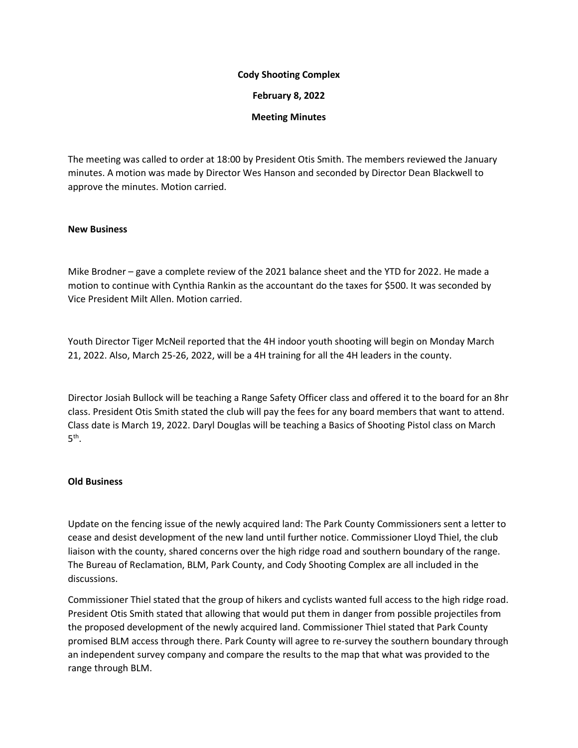**Cody Shooting Complex**

**February 8, 2022**

**Meeting Minutes**

The meeting was called to order at 18:00 by President Otis Smith. The members reviewed the January minutes. A motion was made by Director Wes Hanson and seconded by Director Dean Blackwell to approve the minutes. Motion carried.

**New Business**

Mike Brodner – gave a complete review of the 2021 balance sheet and the YTD for 2022. He made a motion to continue with Cynthia Rankin as the accountant do the taxes for $500. It was seconded by Vice President Milt Allen. Motion carried.

Youth Director Tiger McNeil reported that the 4H indoor youth shooting will begin on Monday March 21, 2022. Also, March 25-26, 2022, will be a 4H training for all the 4H leaders in the county.

Director Josiah Bullock will be teaching a Range Safety Officer class and offered it to the board for an 8hr class. President Otis Smith stated the club will pay the fees for any board members that want to attend. Class date is March 19, 2022. Daryl Douglas will be teaching a Basics of Shooting Pistol class on March 5th.

**Old Business**

Update on the fencing issue of the newly acquired land: The Park County Commissioners sent a letter to cease and desist development of the new land until further notice. Commissioner Lloyd Thiel, the club liaison with the county, shared concerns over the high ridge road and southern boundary of the range. The Bureau of Reclamation, BLM, Park County, and Cody Shooting Complex are all included in the discussions.

Commissioner Thiel stated that the group of hikers and cyclists wanted full access to the high ridge road. President Otis Smith stated that allowing that would put them in danger from possible projectiles from the proposed development of the newly acquired land. Commissioner Thiel stated that Park County promised BLM access through there. Park County will agree to re-survey the southern boundary through an independent survey company and compare the results to the map that what was provided to the range through BLM.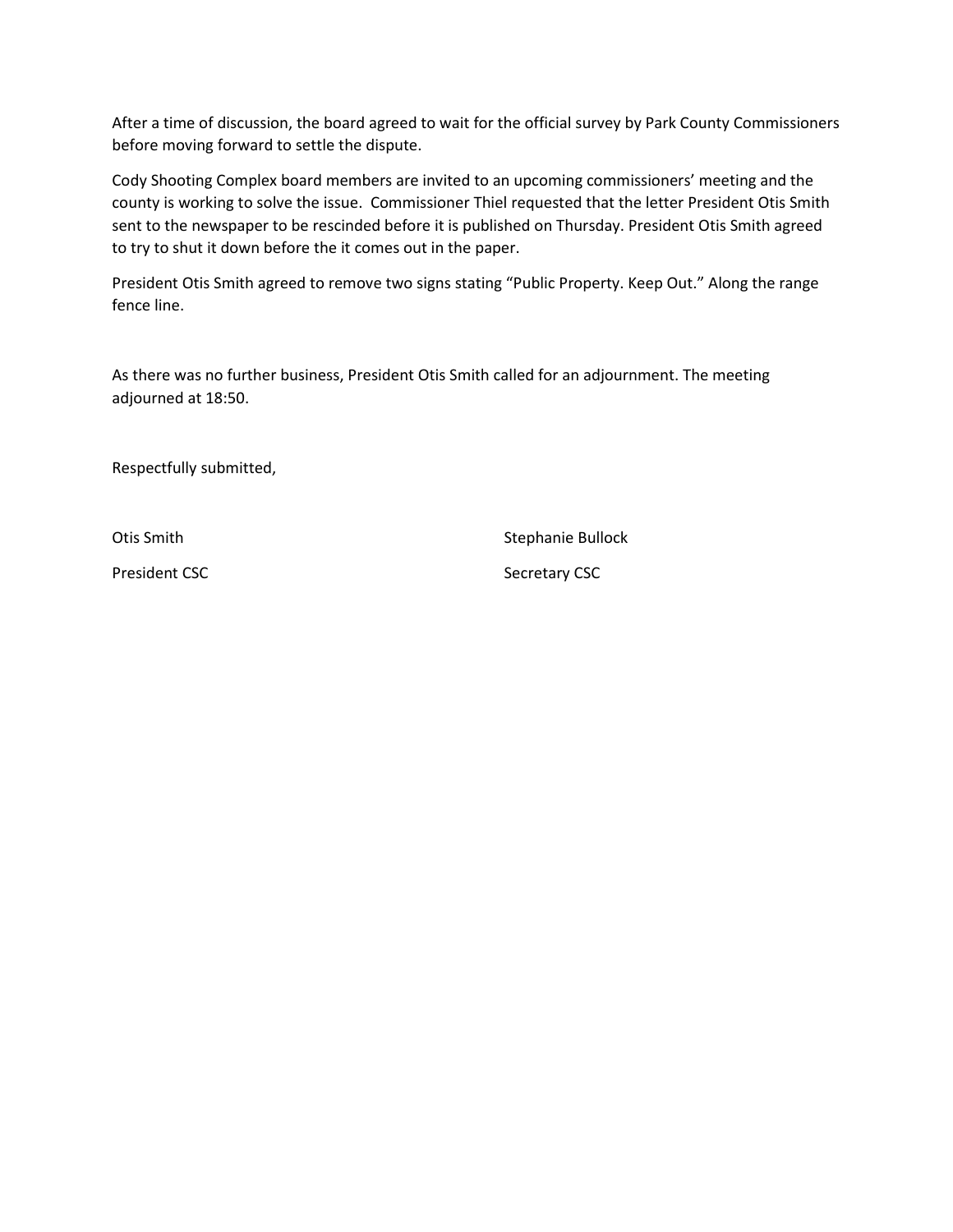After a time of discussion, the board agreed to wait for the official survey by Park County Commissioners before moving forward to settle the dispute.

Cody Shooting Complex board members are invited to an upcoming commissioners' meeting and the county is working to solve the issue. Commissioner Thiel requested that the letter President Otis Smith sent to the newspaper to be rescinded before it is published on Thursday. President Otis Smith agreed to try to shut it down before the it comes out in the paper.

President Otis Smith agreed to remove two signs stating "Public Property. Keep Out." Along the range fence line.

As there was no further business, President Otis Smith called for an adjournment. The meeting adjourned at 18:50.

Respectfully submitted,

Otis Smith

President CSC

Stephanie Bullock

Secretary CSC